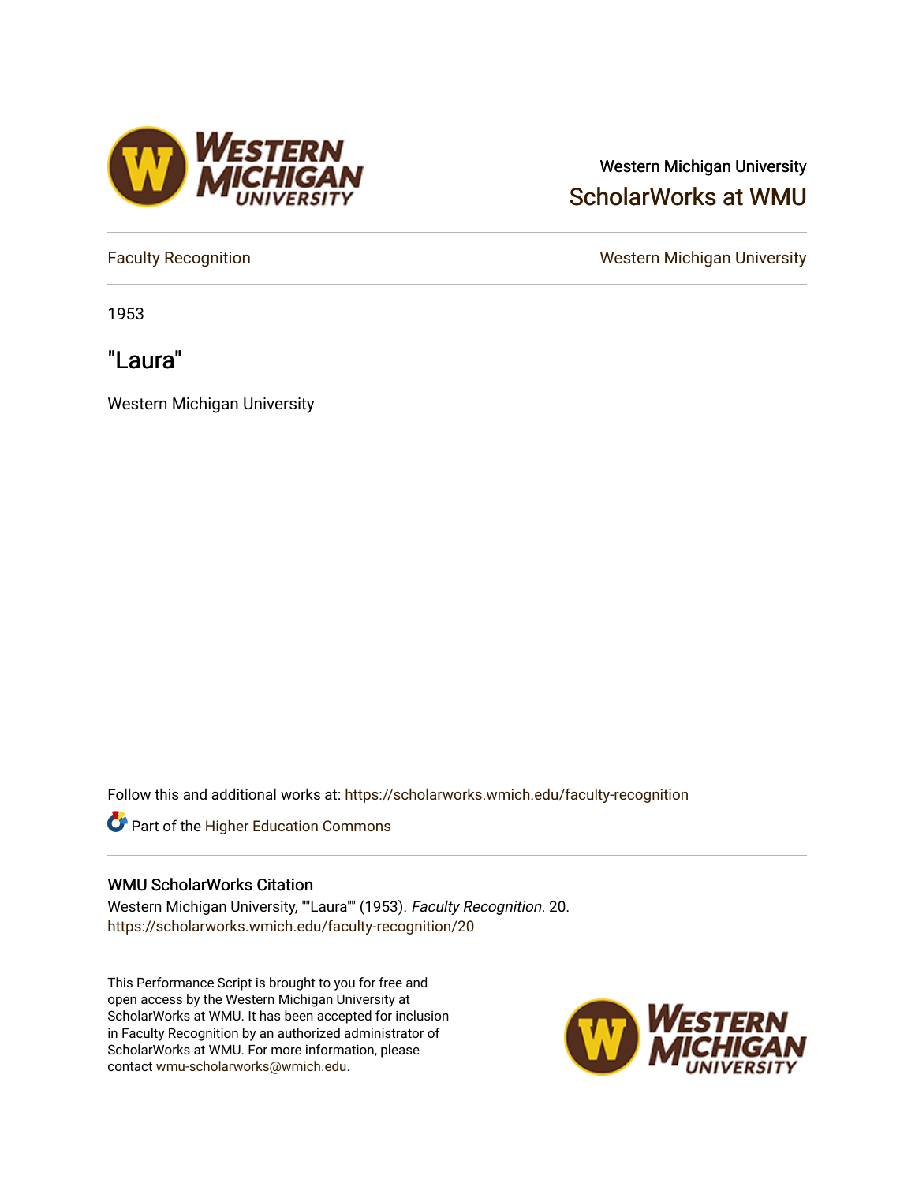Western Michigan University

ScholarWorks at WMU

Faculty Recognition

Western Michigan University

1953

# "Laura"

Western Michigan University

Follow this and additional works at: https://scholarworks.wmich.edu/faculty-recognition

Part of the Higher Education Commons

## WMU ScholarWorks Citation

Western Michigan University, ""Laura"" (1953). *Faculty Recognition*. 20.
https://scholarworks.wmich.edu/faculty-recognition/20

This Performance Script is brought to you for free and open access by the Western Michigan University at ScholarWorks at WMU. It has been accepted for inclusion in Faculty Recognition by an authorized administrator of ScholarWorks at WMU. For more information, please contact wmu-scholarworks@wmich.edu.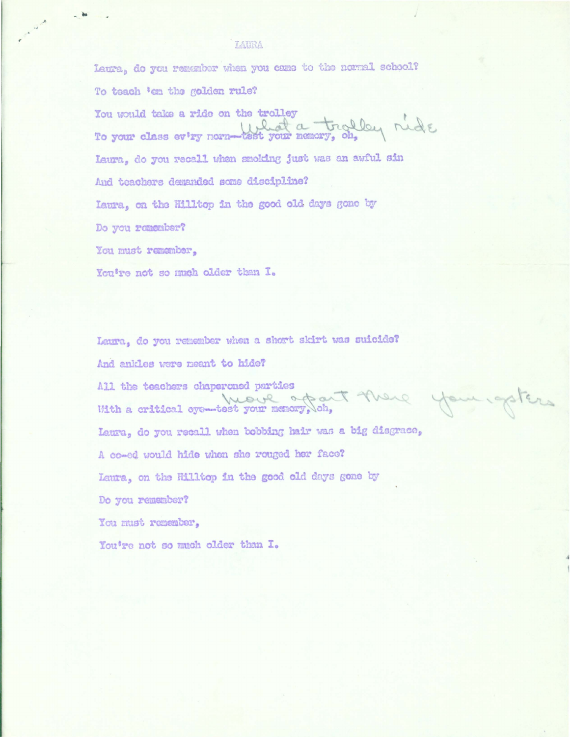# LAURA

Laura, do you remember when you came to the normal school?

To teach 'em the golden rule?

You would take a ride on the trolley

To your class ev'ry morn--test your memory, oh, What a trolley ride

Laura, do you recall when smoking just was an awful sin

And teachers demanded some discipline?

Laura, on the Hilltop in the good old days gone by

Do you remember?

You must remember,

You're not so much older than I.

Laura, do you remember when a short skirt was suicide?

And ankles were meant to hide?

All the teachers chaperoned parties

With a critical eye--test your memory, oh, move apart there youngsters

Laura, do you recall when bobbing hair was a big disgrace,

A co-ed would hide when she rouged her face?

Laura, on the Hilltop in the good old days gone by

Do you remember?

You must remember,

You're not so much older than I.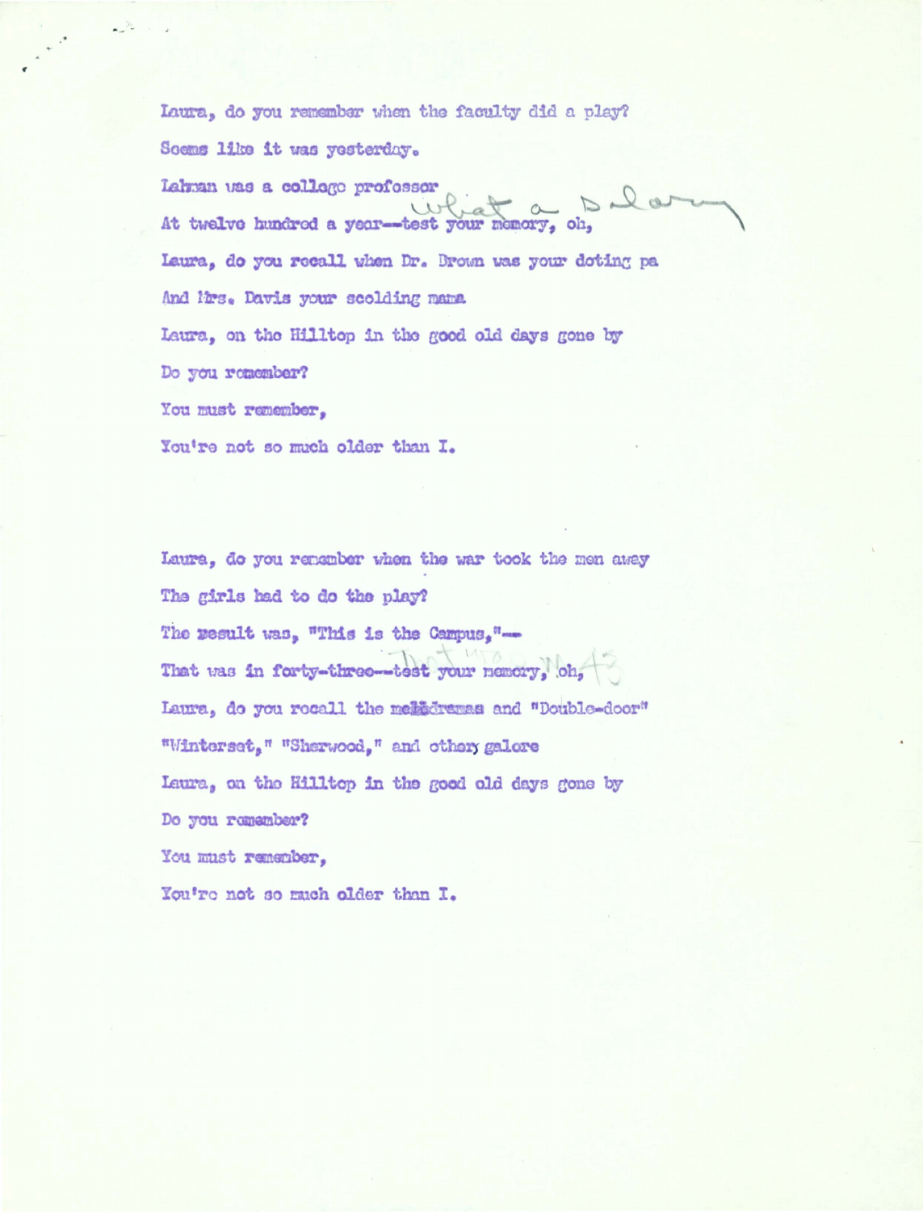Laura, do you remember when the faculty did a play?

Seems like it was yesterday.

Lahman was a college professor

At twelve hundred a year--test your memory, oh, what a salary

Laura, do you recall when Dr. Brown was your doting pa

And Mrs. Davis your scolding mama

Laura, on the Hilltop in the good old days gone by

Do you remember?

You must remember,

You're not so much older than I.

Laura, do you remember when the war took the men away

The girls had to do the play?

The result was, "This is the Campus,"--

That was in forty-three--test your memory, oh, That was in '43

Laura, do you recall the melodramas and "Double-door"

"Winterset," "Sherwood," and others galore

Laura, on the Hilltop in the good old days gone by

Do you remember?

You must remember,

You're not so much older than I.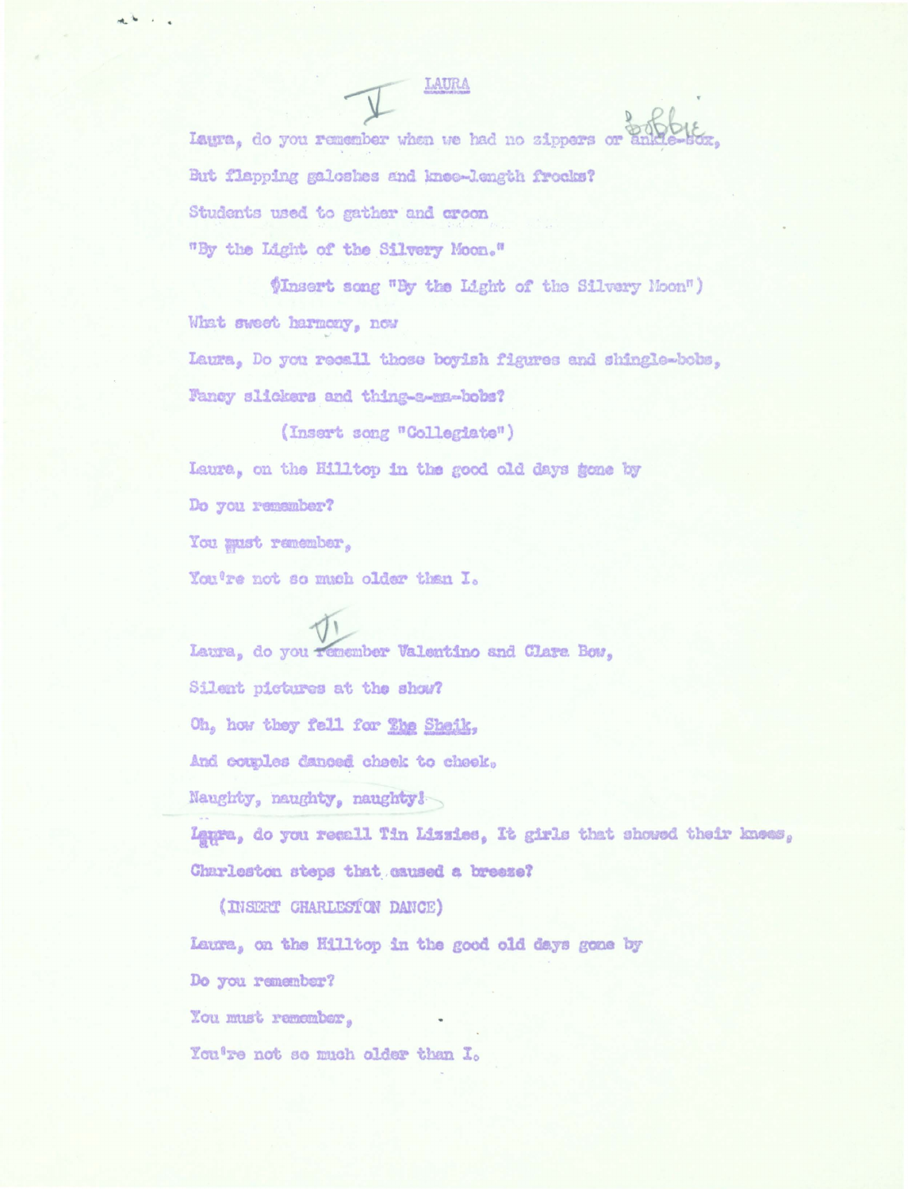# LAURA

V

Laura, do you remember when we had no zippers or ~~ankle-sox~~ Bobbie,

But flapping galoshes and knee-length frocks?

Students used to gather and croon

"By the Light of the Silvery Moon."

(Insert song "By the Light of the Silvery Moon")

What sweet harmony, now

Laura, Do you recall those boyish figures and shingle-bobs,

Fancy slickers and thing-a-ma-bobs?

(Insert song "Collegiate")

Laura, on the Hilltop in the good old days gone by

Do you remember?

You must remember,

You're not so much older than I.

VI

Laura, do you remember Valentino and Clara Bow,

Silent pictures at the show?

Oh, how they fell for *The Sheik*,

And couples danced cheek to cheek.

Naughty, naughty, naughty!

Laura, do you recall Tin Lizzies, It girls that showed their knees,

Charleston steps that caused a breeze?

(INSERT CHARLESTON DANCE)

Laura, on the Hilltop in the good old days gone by

Do you remember?

You must remember,

You're not so much older than I.